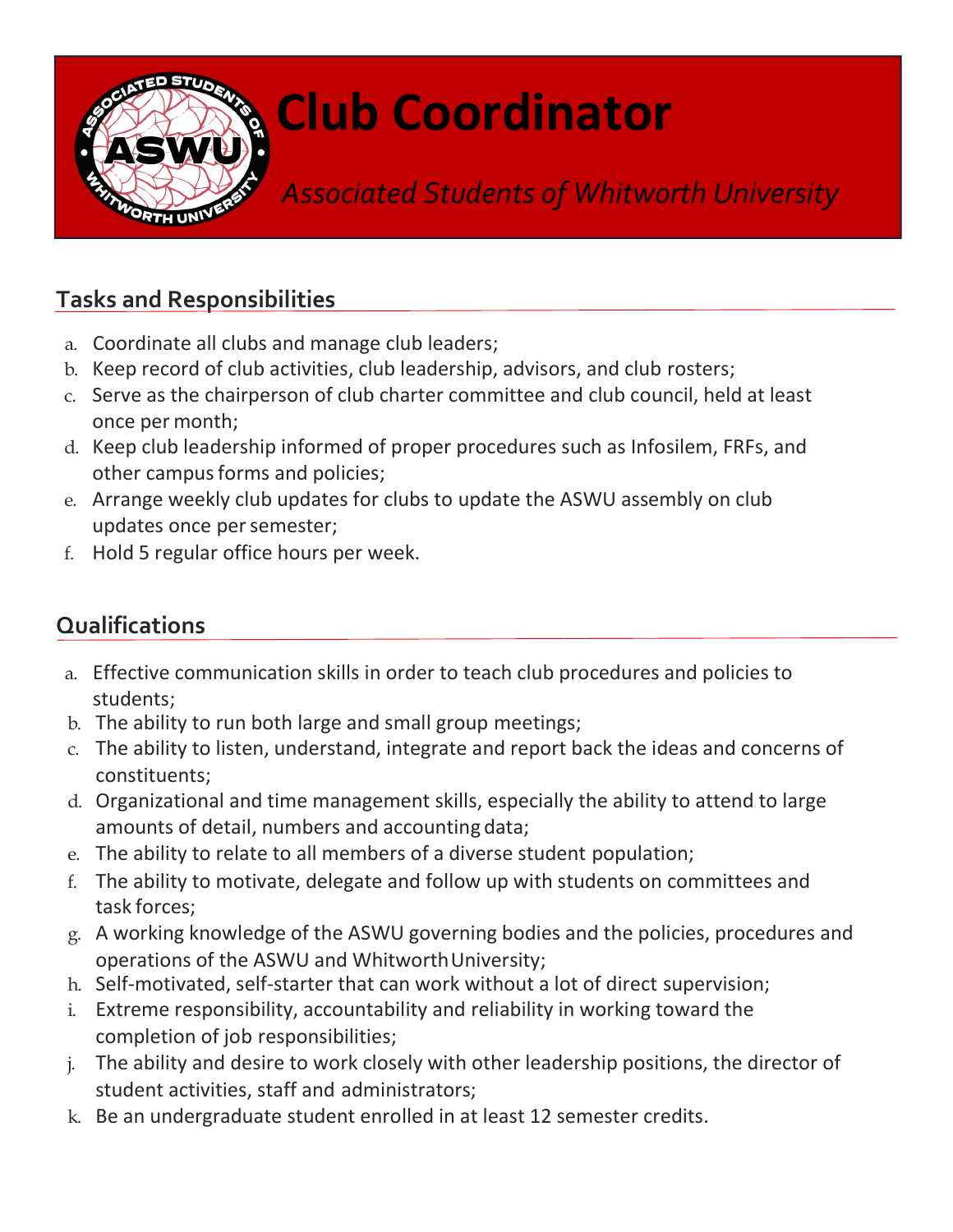# Club Coordinator

*Associated Students of Whitworth University*

## Tasks and Responsibilities

a. Coordinate all clubs and manage club leaders;
b. Keep record of club activities, club leadership, advisors, and club rosters;
c. Serve as the chairperson of club charter committee and club council, held at least once per month;
d. Keep club leadership informed of proper procedures such as Infosilem, FRFs, and other campus forms and policies;
e. Arrange weekly club updates for clubs to update the ASWU assembly on club updates once per semester;
f. Hold 5 regular office hours per week.

## Qualifications

a. Effective communication skills in order to teach club procedures and policies to students;
b. The ability to run both large and small group meetings;
c. The ability to listen, understand, integrate and report back the ideas and concerns of constituents;
d. Organizational and time management skills, especially the ability to attend to large amounts of detail, numbers and accounting data;
e. The ability to relate to all members of a diverse student population;
f. The ability to motivate, delegate and follow up with students on committees and task forces;
g. A working knowledge of the ASWU governing bodies and the policies, procedures and operations of the ASWU and Whitworth University;
h. Self-motivated, self-starter that can work without a lot of direct supervision;
i. Extreme responsibility, accountability and reliability in working toward the completion of job responsibilities;
j. The ability and desire to work closely with other leadership positions, the director of student activities, staff and administrators;
k. Be an undergraduate student enrolled in at least 12 semester credits.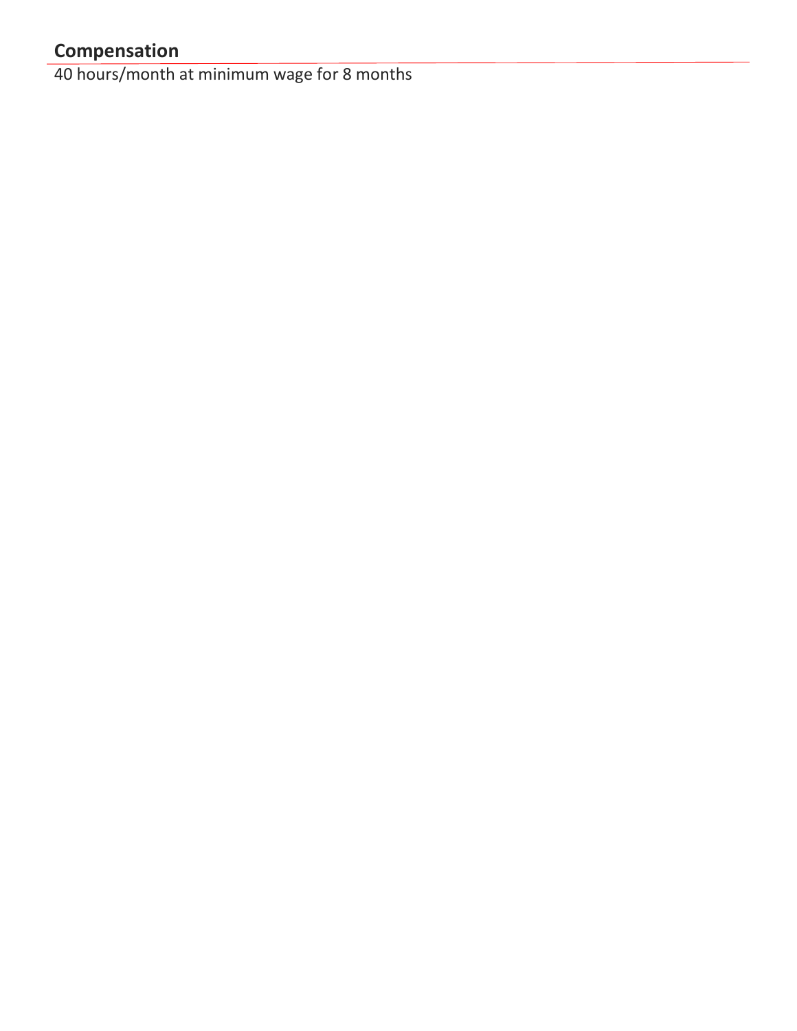## Compensation

40 hours/month at minimum wage for 8 months